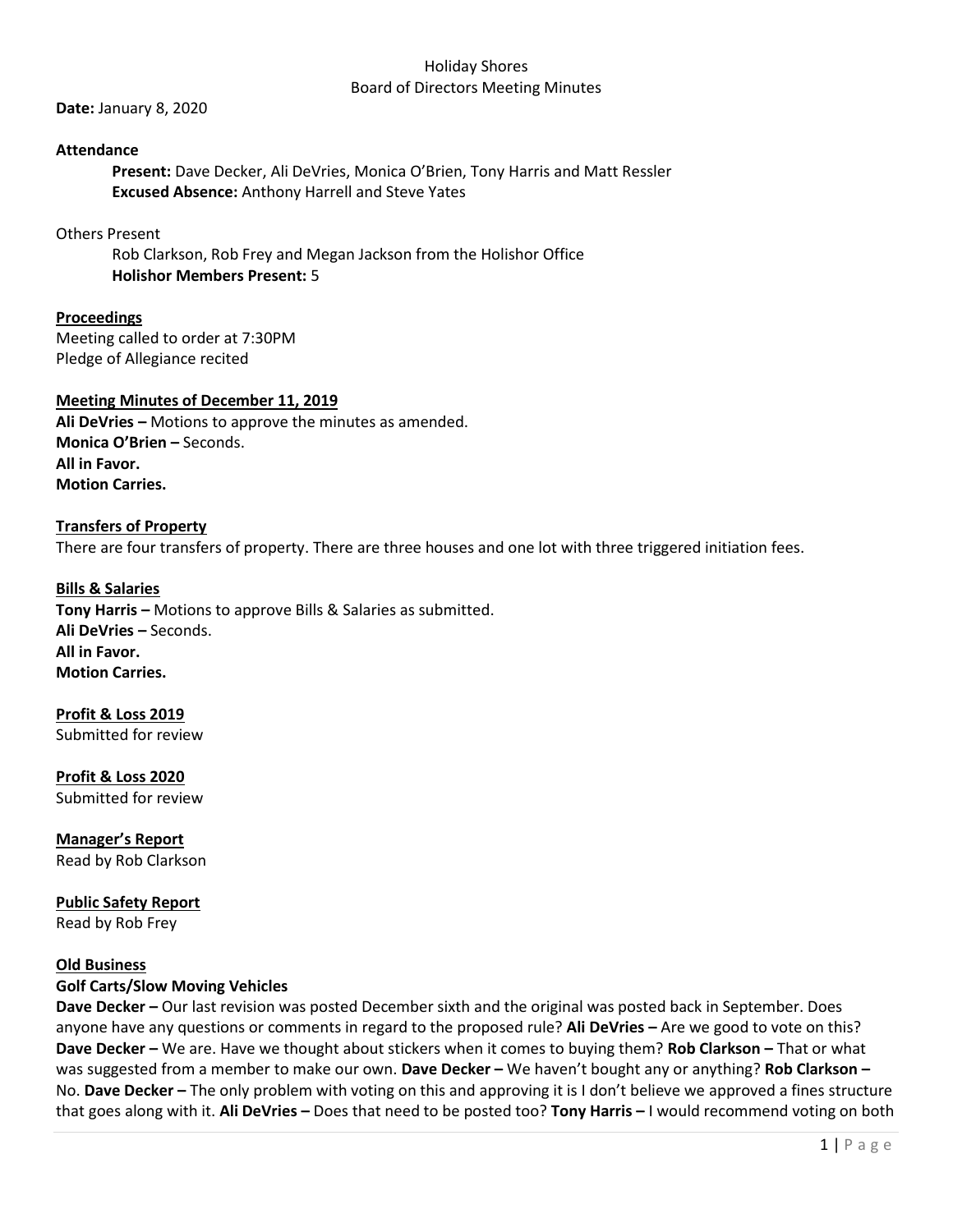Holiday Shores
Board of Directors Meeting Minutes

**Date:** January 8, 2020

**Attendance**

**Present:** Dave Decker, Ali DeVries, Monica O'Brien, Tony Harris and Matt Ressler
**Excused Absence:** Anthony Harrell and Steve Yates

Others Present

Rob Clarkson, Rob Frey and Megan Jackson from the Holishor Office
**Holishor Members Present:** 5

**Proceedings**

Meeting called to order at 7:30PM
Pledge of Allegiance recited

**Meeting Minutes of December 11, 2019**

**Ali DeVries –** Motions to approve the minutes as amended.
**Monica O'Brien –** Seconds.
**All in Favor.**
**Motion Carries.**

**Transfers of Property**

There are four transfers of property. There are three houses and one lot with three triggered initiation fees.

**Bills & Salaries**

**Tony Harris –** Motions to approve Bills & Salaries as submitted.
**Ali DeVries –** Seconds.
**All in Favor.**
**Motion Carries.**

**Profit & Loss 2019**

Submitted for review

**Profit & Loss 2020**

Submitted for review

**Manager's Report**

Read by Rob Clarkson

**Public Safety Report**

Read by Rob Frey

**Old Business**

**Golf Carts/Slow Moving Vehicles**

**Dave Decker –** Our last revision was posted December sixth and the original was posted back in September. Does anyone have any questions or comments in regard to the proposed rule? **Ali DeVries –** Are we good to vote on this? **Dave Decker –** We are. Have we thought about stickers when it comes to buying them? **Rob Clarkson –** That or what was suggested from a member to make our own. **Dave Decker –** We haven't bought any or anything? **Rob Clarkson –** No. **Dave Decker –** The only problem with voting on this and approving it is I don't believe we approved a fines structure that goes along with it. **Ali DeVries –** Does that need to be posted too? **Tony Harris –** I would recommend voting on both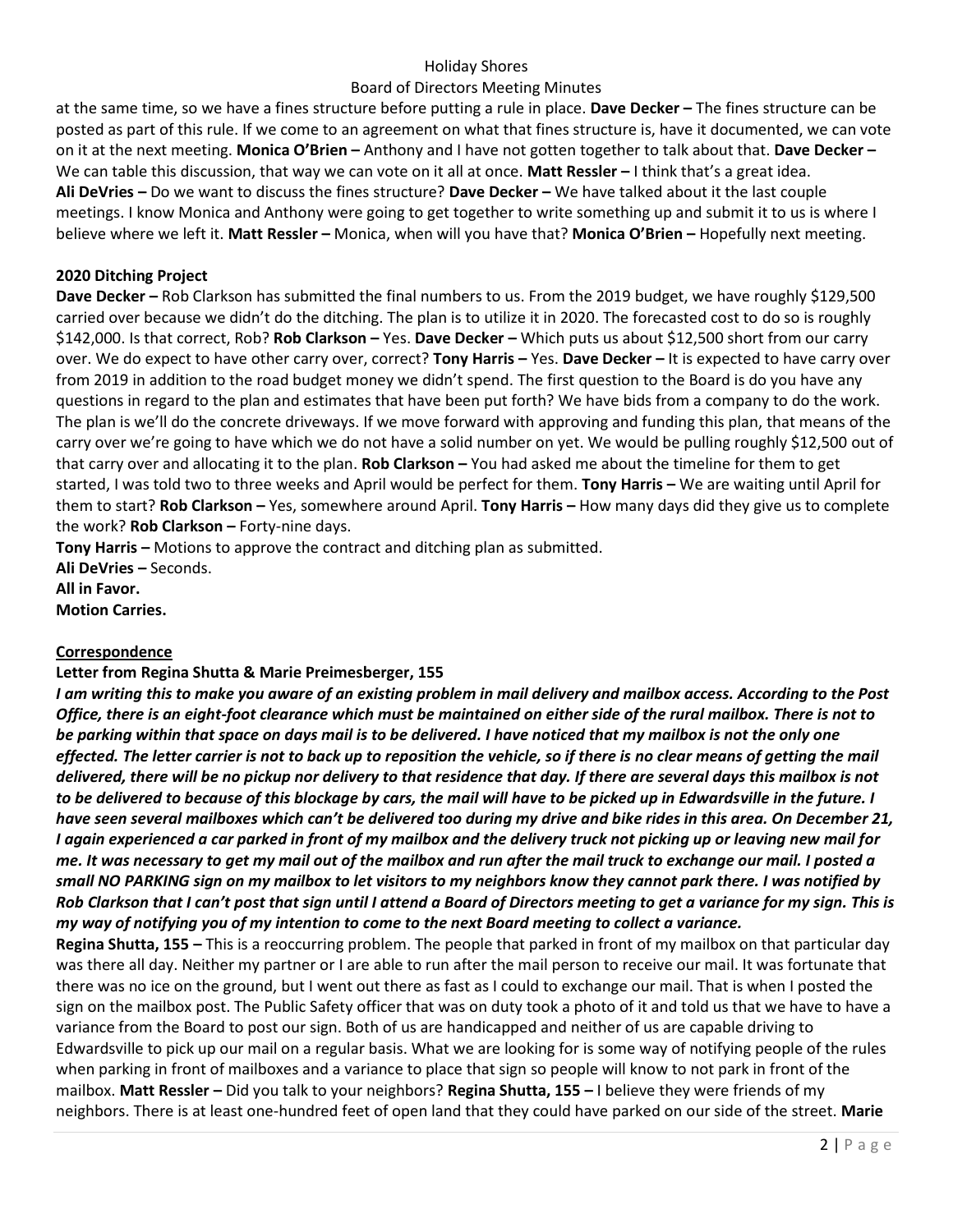at the same time, so we have a fines structure before putting a rule in place. **Dave Decker –** The fines structure can be posted as part of this rule. If we come to an agreement on what that fines structure is, have it documented, we can vote on it at the next meeting. **Monica O'Brien –** Anthony and I have not gotten together to talk about that. **Dave Decker –** We can table this discussion, that way we can vote on it all at once. **Matt Ressler –** I think that's a great idea. **Ali DeVries –** Do we want to discuss the fines structure? **Dave Decker –** We have talked about it the last couple meetings. I know Monica and Anthony were going to get together to write something up and submit it to us is where I believe where we left it. **Matt Ressler –** Monica, when will you have that? **Monica O'Brien –** Hopefully next meeting.

**2020 Ditching Project**

**Dave Decker –** Rob Clarkson has submitted the final numbers to us. From the 2019 budget, we have roughly $129,500 carried over because we didn't do the ditching. The plan is to utilize it in 2020. The forecasted cost to do so is roughly $142,000. Is that correct, Rob? **Rob Clarkson –** Yes. **Dave Decker –** Which puts us about $12,500 short from our carry over. We do expect to have other carry over, correct? **Tony Harris –** Yes. **Dave Decker –** It is expected to have carry over from 2019 in addition to the road budget money we didn't spend. The first question to the Board is do you have any questions in regard to the plan and estimates that have been put forth? We have bids from a company to do the work. The plan is we'll do the concrete driveways. If we move forward with approving and funding this plan, that means of the carry over we're going to have which we do not have a solid number on yet. We would be pulling roughly $12,500 out of that carry over and allocating it to the plan. **Rob Clarkson –** You had asked me about the timeline for them to get started, I was told two to three weeks and April would be perfect for them. **Tony Harris –** We are waiting until April for them to start? **Rob Clarkson –** Yes, somewhere around April. **Tony Harris –** How many days did they give us to complete the work? **Rob Clarkson –** Forty-nine days.

**Tony Harris –** Motions to approve the contract and ditching plan as submitted.
**Ali DeVries –** Seconds.
**All in Favor.**
**Motion Carries.**

**Correspondence**

**Letter from Regina Shutta & Marie Preimesberger, 155**

***I am writing this to make you aware of an existing problem in mail delivery and mailbox access. According to the Post Office, there is an eight-foot clearance which must be maintained on either side of the rural mailbox. There is not to be parking within that space on days mail is to be delivered. I have noticed that my mailbox is not the only one effected. The letter carrier is not to back up to reposition the vehicle, so if there is no clear means of getting the mail delivered, there will be no pickup nor delivery to that residence that day. If there are several days this mailbox is not to be delivered to because of this blockage by cars, the mail will have to be picked up in Edwardsville in the future. I have seen several mailboxes which can't be delivered too during my drive and bike rides in this area. On December 21, I again experienced a car parked in front of my mailbox and the delivery truck not picking up or leaving new mail for me. It was necessary to get my mail out of the mailbox and run after the mail truck to exchange our mail. I posted a small NO PARKING sign on my mailbox to let visitors to my neighbors know they cannot park there. I was notified by Rob Clarkson that I can't post that sign until I attend a Board of Directors meeting to get a variance for my sign. This is my way of notifying you of my intention to come to the next Board meeting to collect a variance.***

**Regina Shutta, 155 –** This is a reoccurring problem. The people that parked in front of my mailbox on that particular day was there all day. Neither my partner or I are able to run after the mail person to receive our mail. It was fortunate that there was no ice on the ground, but I went out there as fast as I could to exchange our mail. That is when I posted the sign on the mailbox post. The Public Safety officer that was on duty took a photo of it and told us that we have to have a variance from the Board to post our sign. Both of us are handicapped and neither of us are capable driving to Edwardsville to pick up our mail on a regular basis. What we are looking for is some way of notifying people of the rules when parking in front of mailboxes and a variance to place that sign so people will know to not park in front of the mailbox. **Matt Ressler –** Did you talk to your neighbors? **Regina Shutta, 155 –** I believe they were friends of my neighbors. There is at least one-hundred feet of open land that they could have parked on our side of the street. **Marie**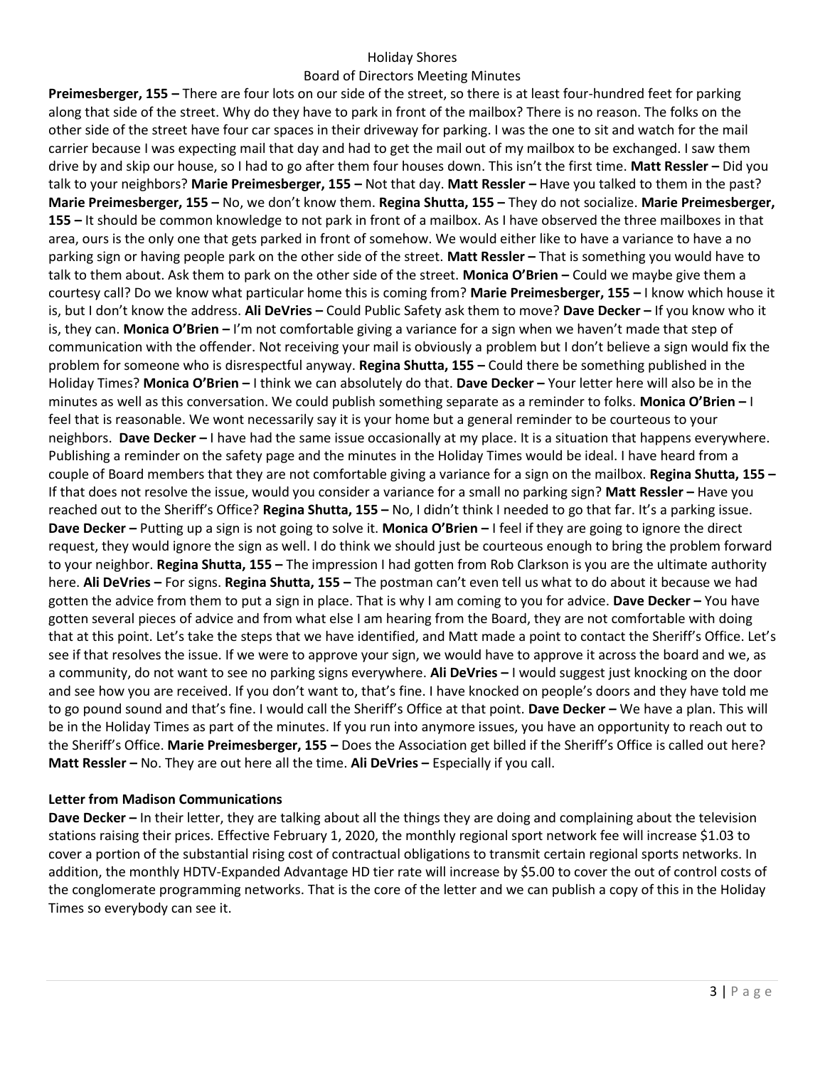**Preimesberger, 155 –** There are four lots on our side of the street, so there is at least four-hundred feet for parking along that side of the street. Why do they have to park in front of the mailbox? There is no reason. The folks on the other side of the street have four car spaces in their driveway for parking. I was the one to sit and watch for the mail carrier because I was expecting mail that day and had to get the mail out of my mailbox to be exchanged. I saw them drive by and skip our house, so I had to go after them four houses down. This isn't the first time. **Matt Ressler –** Did you talk to your neighbors? **Marie Preimesberger, 155 –** Not that day. **Matt Ressler –** Have you talked to them in the past? **Marie Preimesberger, 155 –** No, we don't know them. **Regina Shutta, 155 –** They do not socialize. **Marie Preimesberger, 155 –** It should be common knowledge to not park in front of a mailbox. As I have observed the three mailboxes in that area, ours is the only one that gets parked in front of somehow. We would either like to have a variance to have a no parking sign or having people park on the other side of the street. **Matt Ressler –** That is something you would have to talk to them about. Ask them to park on the other side of the street. **Monica O'Brien –** Could we maybe give them a courtesy call? Do we know what particular home this is coming from? **Marie Preimesberger, 155 –** I know which house it is, but I don't know the address. **Ali DeVries –** Could Public Safety ask them to move? **Dave Decker –** If you know who it is, they can. **Monica O'Brien –** I'm not comfortable giving a variance for a sign when we haven't made that step of communication with the offender. Not receiving your mail is obviously a problem but I don't believe a sign would fix the problem for someone who is disrespectful anyway. **Regina Shutta, 155 –** Could there be something published in the Holiday Times? **Monica O'Brien –** I think we can absolutely do that. **Dave Decker –** Your letter here will also be in the minutes as well as this conversation. We could publish something separate as a reminder to folks. **Monica O'Brien –** I feel that is reasonable. We wont necessarily say it is your home but a general reminder to be courteous to your neighbors. **Dave Decker –** I have had the same issue occasionally at my place. It is a situation that happens everywhere. Publishing a reminder on the safety page and the minutes in the Holiday Times would be ideal. I have heard from a couple of Board members that they are not comfortable giving a variance for a sign on the mailbox. **Regina Shutta, 155 –** If that does not resolve the issue, would you consider a variance for a small no parking sign? **Matt Ressler –** Have you reached out to the Sheriff's Office? **Regina Shutta, 155 –** No, I didn't think I needed to go that far. It's a parking issue. **Dave Decker –** Putting up a sign is not going to solve it. **Monica O'Brien –** I feel if they are going to ignore the direct request, they would ignore the sign as well. I do think we should just be courteous enough to bring the problem forward to your neighbor. **Regina Shutta, 155 –** The impression I had gotten from Rob Clarkson is you are the ultimate authority here. **Ali DeVries –** For signs. **Regina Shutta, 155 –** The postman can't even tell us what to do about it because we had gotten the advice from them to put a sign in place. That is why I am coming to you for advice. **Dave Decker –** You have gotten several pieces of advice and from what else I am hearing from the Board, they are not comfortable with doing that at this point. Let's take the steps that we have identified, and Matt made a point to contact the Sheriff's Office. Let's see if that resolves the issue. If we were to approve your sign, we would have to approve it across the board and we, as a community, do not want to see no parking signs everywhere. **Ali DeVries –** I would suggest just knocking on the door and see how you are received. If you don't want to, that's fine. I have knocked on people's doors and they have told me to go pound sound and that's fine. I would call the Sheriff's Office at that point. **Dave Decker –** We have a plan. This will be in the Holiday Times as part of the minutes. If you run into anymore issues, you have an opportunity to reach out to the Sheriff's Office. **Marie Preimesberger, 155 –** Does the Association get billed if the Sheriff's Office is called out here? **Matt Ressler –** No. They are out here all the time. **Ali DeVries –** Especially if you call.

**Letter from Madison Communications**

**Dave Decker –** In their letter, they are talking about all the things they are doing and complaining about the television stations raising their prices. Effective February 1, 2020, the monthly regional sport network fee will increase $1.03 to cover a portion of the substantial rising cost of contractual obligations to transmit certain regional sports networks. In addition, the monthly HDTV-Expanded Advantage HD tier rate will increase by $5.00 to cover the out of control costs of the conglomerate programming networks. That is the core of the letter and we can publish a copy of this in the Holiday Times so everybody can see it.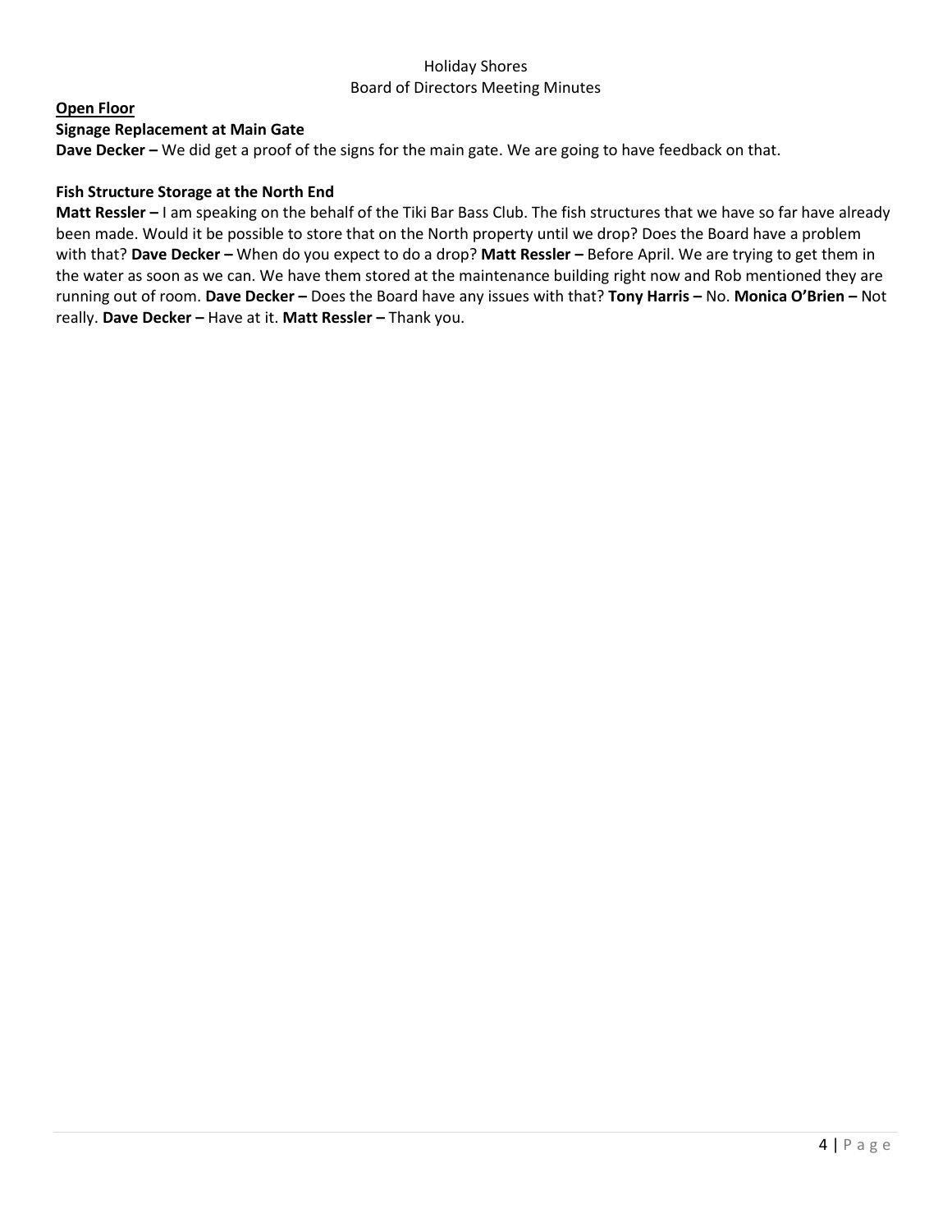Holiday Shores
Board of Directors Meeting Minutes

**Open Floor**

**Signage Replacement at Main Gate**

**Dave Decker –** We did get a proof of the signs for the main gate. We are going to have feedback on that.

**Fish Structure Storage at the North End**

**Matt Ressler –** I am speaking on the behalf of the Tiki Bar Bass Club. The fish structures that we have so far have already been made. Would it be possible to store that on the North property until we drop? Does the Board have a problem with that? **Dave Decker –** When do you expect to do a drop? **Matt Ressler –** Before April. We are trying to get them in the water as soon as we can. We have them stored at the maintenance building right now and Rob mentioned they are running out of room. **Dave Decker –** Does the Board have any issues with that? **Tony Harris –** No. **Monica O'Brien –** Not really. **Dave Decker –** Have at it. **Matt Ressler –** Thank you.